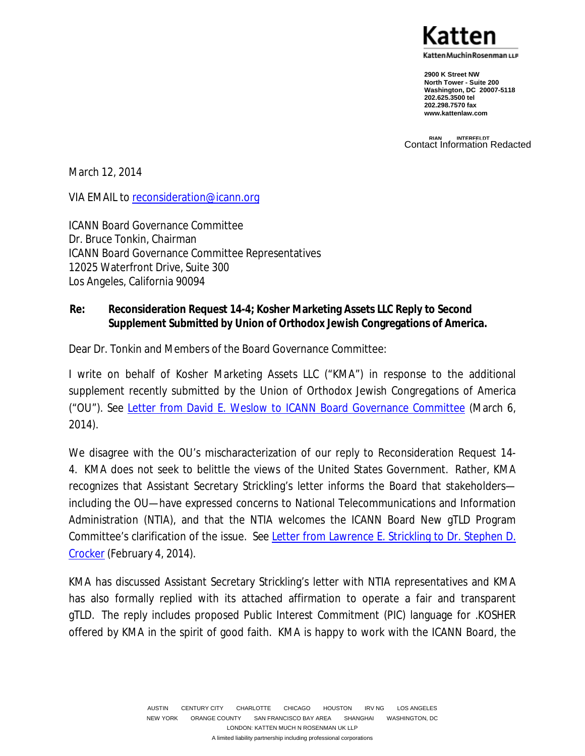Katten

KattenMuchinRosenman LLP

2900 K Street NW
North Tower - Suite 200
Washington, DC 20007-5118
202.625.3500 tel
202.298.7570 fax
www.kattenlaw.com

BRIAN J. WINTERFELDT
Contact Information Redacted

March 12, 2014

VIA EMAIL to reconsideration@icann.org

ICANN Board Governance Committee
Dr. Bruce Tonkin, Chairman
ICANN Board Governance Committee Representatives
12025 Waterfront Drive, Suite 300
Los Angeles, California 90094

**Re: Reconsideration Request 14-4; Kosher Marketing Assets LLC Reply to Second Supplement Submitted by Union of Orthodox Jewish Congregations of America.**

Dear Dr. Tonkin and Members of the Board Governance Committee:

I write on behalf of Kosher Marketing Assets LLC ("KMA") in response to the additional supplement recently submitted by the Union of Orthodox Jewish Congregations of America ("OU"). See Letter from David E. Weslow to ICANN Board Governance Committee (March 6, 2014).

We disagree with the OU's mischaracterization of our reply to Reconsideration Request 14-4. KMA does not seek to belittle the views of the United States Government. Rather, KMA recognizes that Assistant Secretary Strickling's letter informs the Board that stakeholders—including the OU—have expressed concerns to National Telecommunications and Information Administration (NTIA), and that the NTIA welcomes the ICANN Board New gTLD Program Committee's clarification of the issue. See Letter from Lawrence E. Strickling to Dr. Stephen D. Crocker (February 4, 2014).

KMA has discussed Assistant Secretary Strickling's letter with NTIA representatives and KMA has also formally replied with its attached affirmation to operate a fair and transparent gTLD. The reply includes proposed Public Interest Commitment (PIC) language for .KOSHER offered by KMA in the spirit of good faith. KMA is happy to work with the ICANN Board, the

AUSTIN CENTURY CITY CHARLOTTE CHICAGO HOUSTON IRVING LOS ANGELES
NEW YORK ORANGE COUNTY SAN FRANCISCO BAY AREA SHANGHAI WASHINGTON, DC
LONDON: KATTEN MUCHIN ROSENMAN UK LLP
A limited liability partnership including professional corporations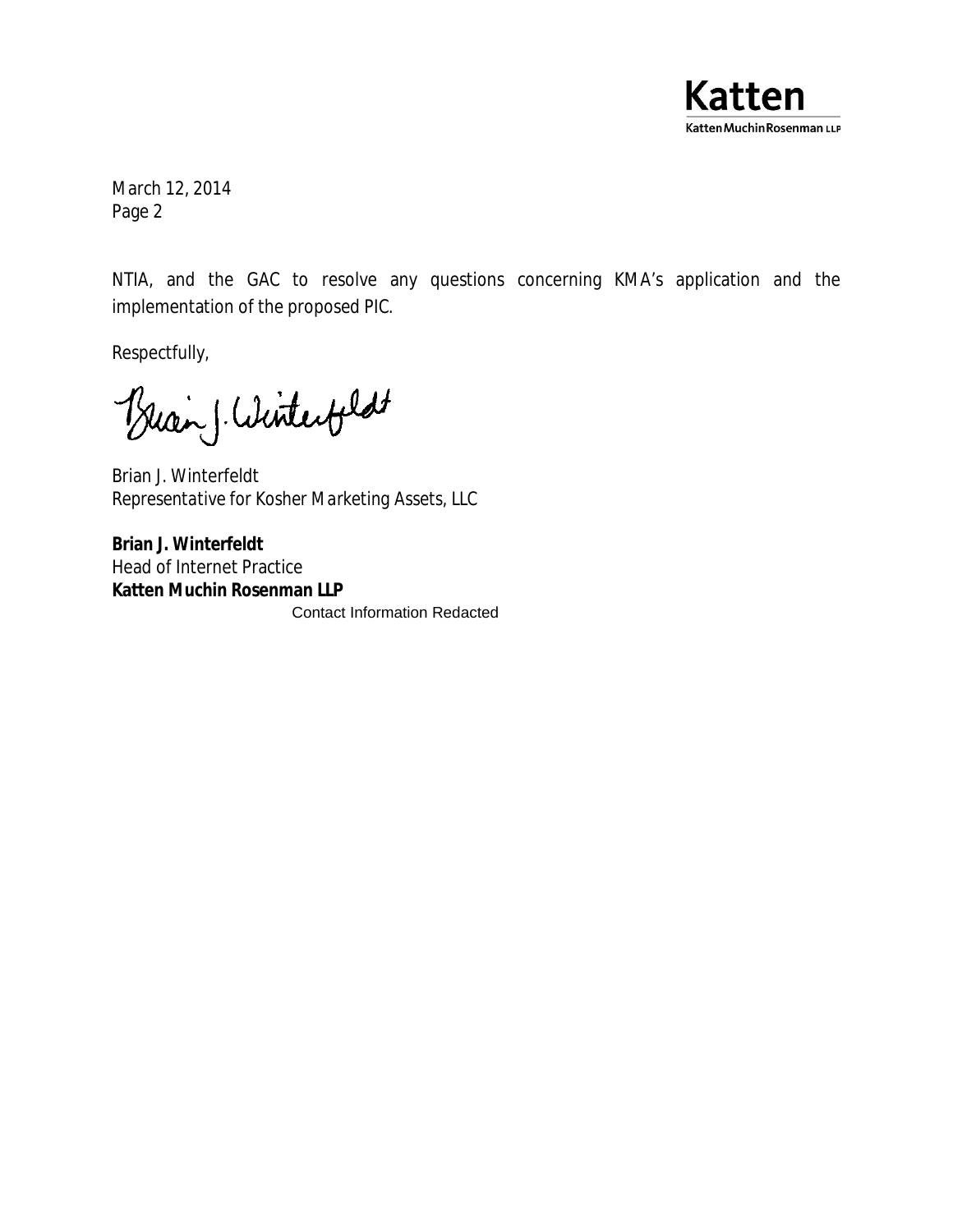March 12, 2014
Page 2

NTIA, and the GAC to resolve any questions concerning KMA's application and the implementation of the proposed PIC.

Respectfully,

Brian J. Winterfeldt
Representative for Kosher Marketing Assets, LLC

**Brian J. Winterfeldt**
Head of Internet Practice
**Katten Muchin Rosenman LLP**
Contact Information Redacted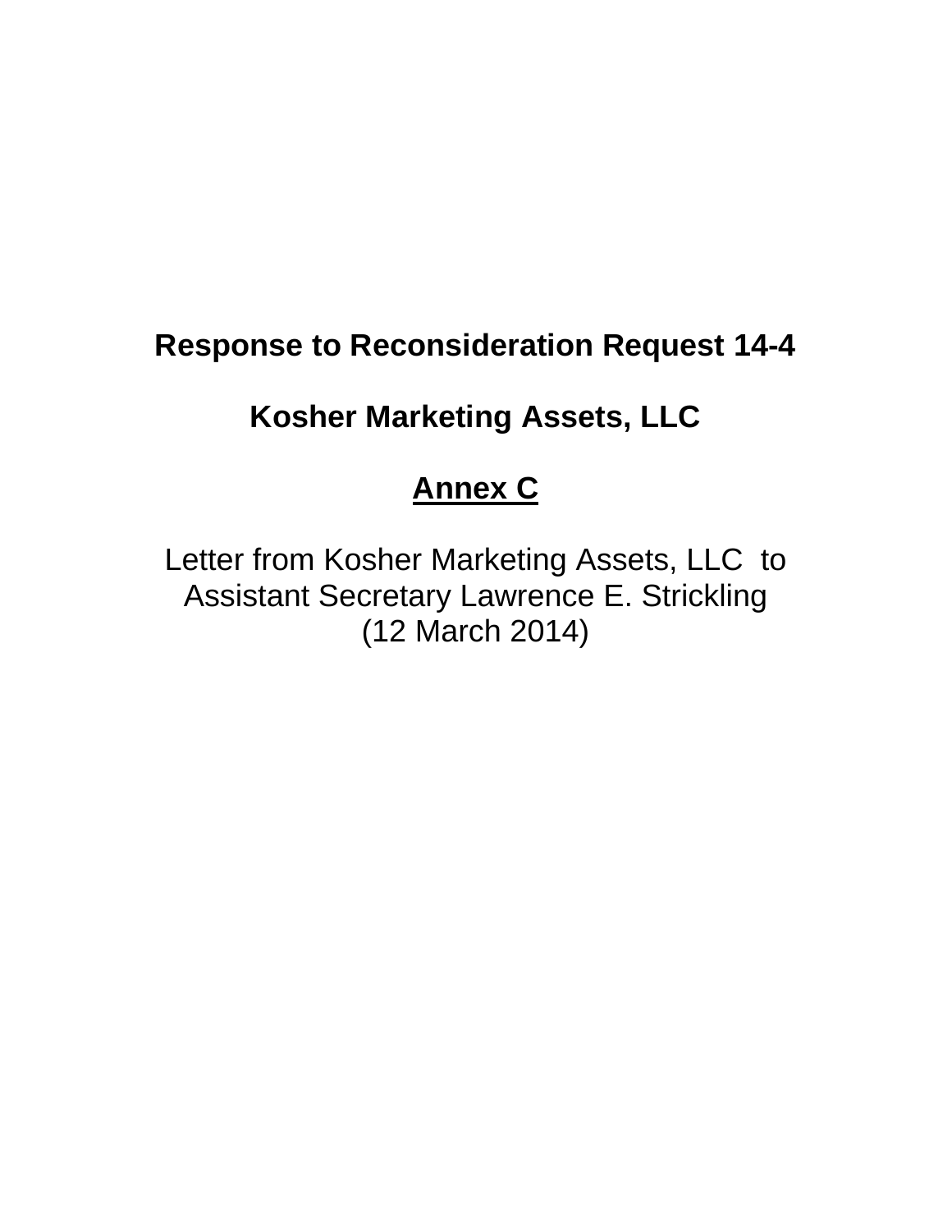**Response to Reconsideration Request 14-4**

**Kosher Marketing Assets, LLC**

**<u>Annex C</u>**

Letter from Kosher Marketing Assets, LLC to Assistant Secretary Lawrence E. Strickling (12 March 2014)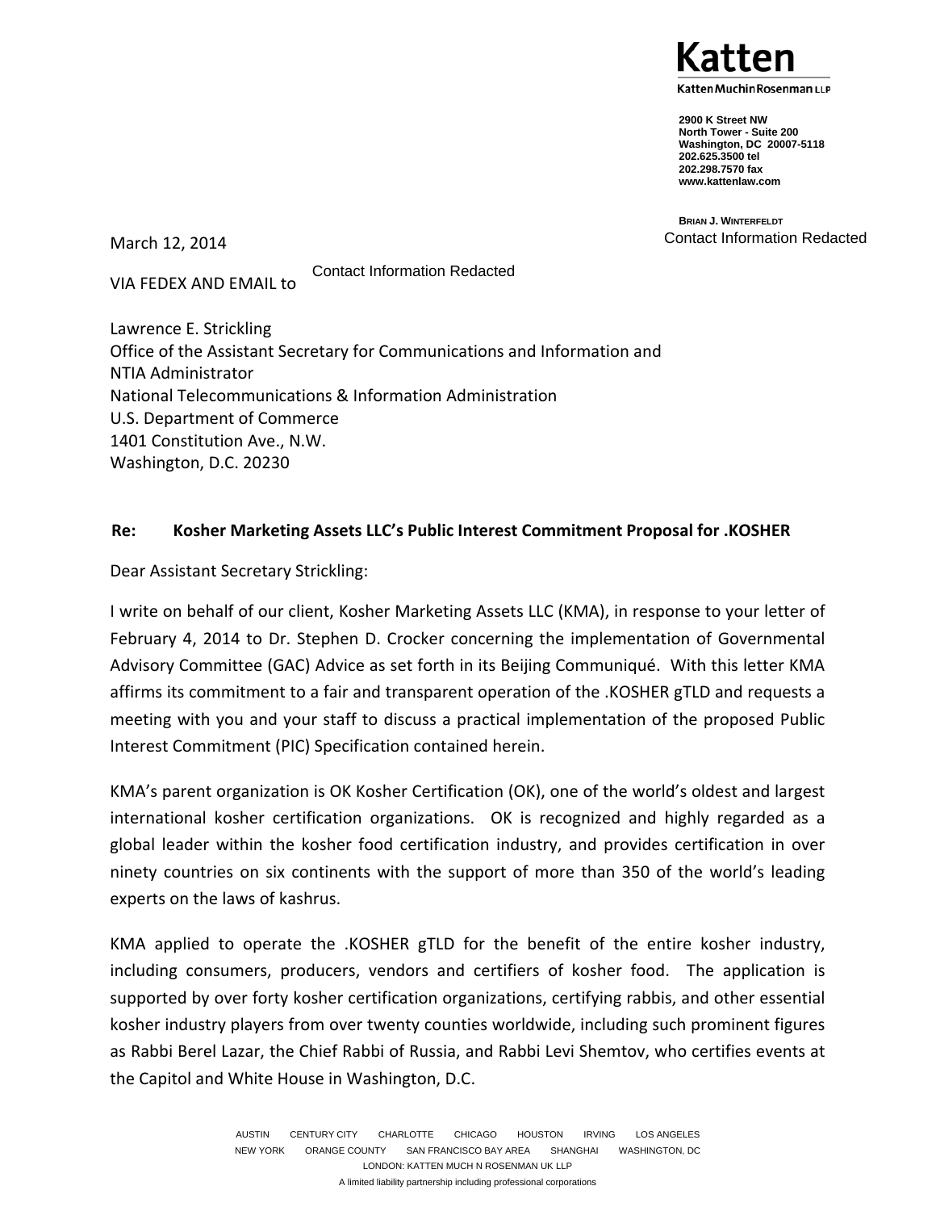Katten

Katten Muchin Rosenman LLP

2900 K Street NW
North Tower - Suite 200
Washington, DC 20007-5118
202.625.3500 tel
202.298.7570 fax
www.kattenlaw.com

BRIAN J. WINTERFELDT
Contact Information Redacted

March 12, 2014

VIA FEDEX AND EMAIL to Contact Information Redacted

Lawrence E. Strickling
Office of the Assistant Secretary for Communications and Information and
NTIA Administrator
National Telecommunications & Information Administration
U.S. Department of Commerce
1401 Constitution Ave., N.W.
Washington, D.C. 20230

**Re: Kosher Marketing Assets LLC's Public Interest Commitment Proposal for .KOSHER**

Dear Assistant Secretary Strickling:

I write on behalf of our client, Kosher Marketing Assets LLC (KMA), in response to your letter of February 4, 2014 to Dr. Stephen D. Crocker concerning the implementation of Governmental Advisory Committee (GAC) Advice as set forth in its Beijing Communiqué. With this letter KMA affirms its commitment to a fair and transparent operation of the .KOSHER gTLD and requests a meeting with you and your staff to discuss a practical implementation of the proposed Public Interest Commitment (PIC) Specification contained herein.

KMA's parent organization is OK Kosher Certification (OK), one of the world's oldest and largest international kosher certification organizations. OK is recognized and highly regarded as a global leader within the kosher food certification industry, and provides certification in over ninety countries on six continents with the support of more than 350 of the world's leading experts on the laws of kashrus.

KMA applied to operate the .KOSHER gTLD for the benefit of the entire kosher industry, including consumers, producers, vendors and certifiers of kosher food. The application is supported by over forty kosher certification organizations, certifying rabbis, and other essential kosher industry players from over twenty counties worldwide, including such prominent figures as Rabbi Berel Lazar, the Chief Rabbi of Russia, and Rabbi Levi Shemtov, who certifies events at the Capitol and White House in Washington, D.C.

AUSTIN CENTURY CITY CHARLOTTE CHICAGO HOUSTON IRVING LOS ANGELES
NEW YORK ORANGE COUNTY SAN FRANCISCO BAY AREA SHANGHAI WASHINGTON, DC
LONDON: KATTEN MUCH N ROSENMAN UK LLP
A limited liability partnership including professional corporations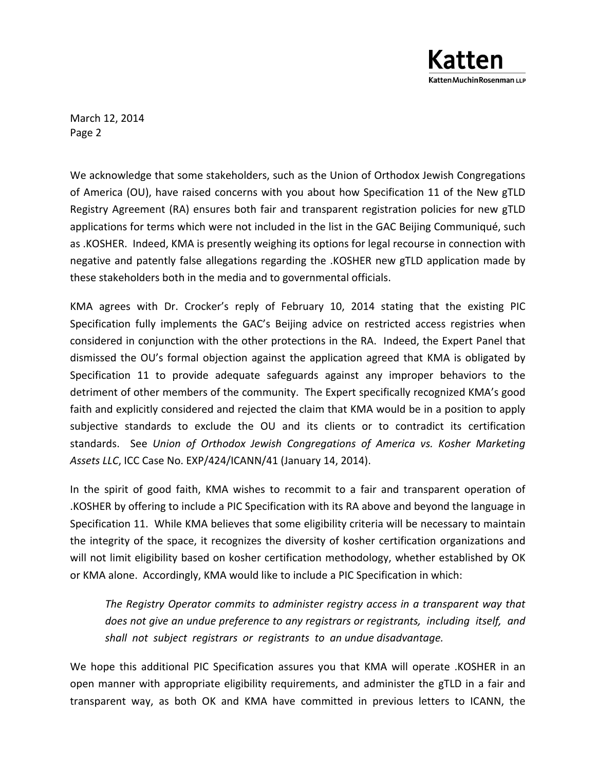We acknowledge that some stakeholders, such as the Union of Orthodox Jewish Congregations of America (OU), have raised concerns with you about how Specification 11 of the New gTLD Registry Agreement (RA) ensures both fair and transparent registration policies for new gTLD applications for terms which were not included in the list in the GAC Beijing Communiqué, such as .KOSHER. Indeed, KMA is presently weighing its options for legal recourse in connection with negative and patently false allegations regarding the .KOSHER new gTLD application made by these stakeholders both in the media and to governmental officials.

KMA agrees with Dr. Crocker's reply of February 10, 2014 stating that the existing PIC Specification fully implements the GAC's Beijing advice on restricted access registries when considered in conjunction with the other protections in the RA. Indeed, the Expert Panel that dismissed the OU's formal objection against the application agreed that KMA is obligated by Specification 11 to provide adequate safeguards against any improper behaviors to the detriment of other members of the community. The Expert specifically recognized KMA's good faith and explicitly considered and rejected the claim that KMA would be in a position to apply subjective standards to exclude the OU and its clients or to contradict its certification standards. See *Union of Orthodox Jewish Congregations of America vs. Kosher Marketing Assets LLC*, ICC Case No. EXP/424/ICANN/41 (January 14, 2014).

In the spirit of good faith, KMA wishes to recommit to a fair and transparent operation of .KOSHER by offering to include a PIC Specification with its RA above and beyond the language in Specification 11. While KMA believes that some eligibility criteria will be necessary to maintain the integrity of the space, it recognizes the diversity of kosher certification organizations and will not limit eligibility based on kosher certification methodology, whether established by OK or KMA alone. Accordingly, KMA would like to include a PIC Specification in which:

> *The Registry Operator commits to administer registry access in a transparent way that does not give an undue preference to any registrars or registrants, including itself, and shall not subject registrars or registrants to an undue disadvantage.*

We hope this additional PIC Specification assures you that KMA will operate .KOSHER in an open manner with appropriate eligibility requirements, and administer the gTLD in a fair and transparent way, as both OK and KMA have committed in previous letters to ICANN, the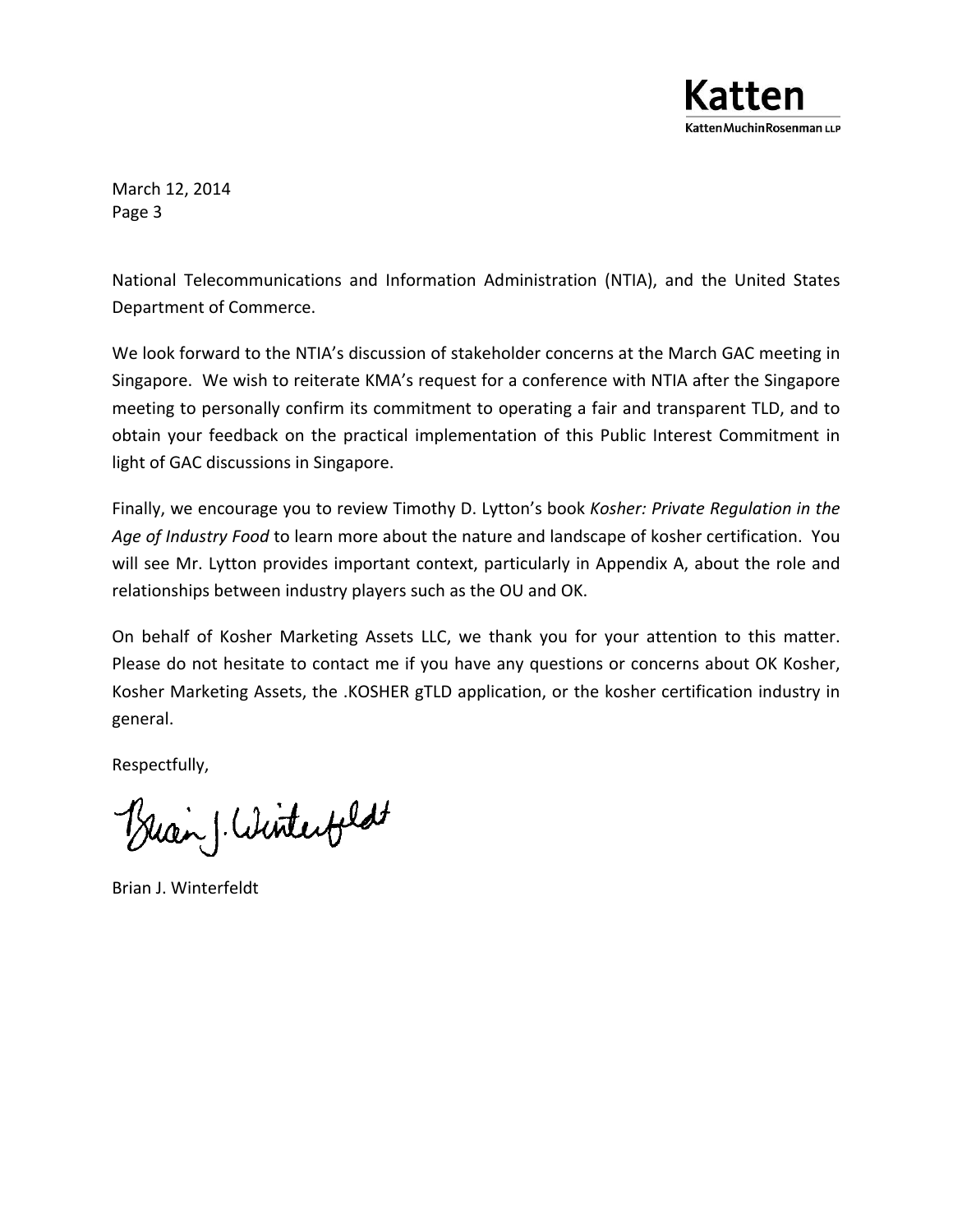March 12, 2014

National Telecommunications and Information Administration (NTIA), and the United States Department of Commerce.

We look forward to the NTIA's discussion of stakeholder concerns at the March GAC meeting in Singapore. We wish to reiterate KMA's request for a conference with NTIA after the Singapore meeting to personally confirm its commitment to operating a fair and transparent TLD, and to obtain your feedback on the practical implementation of this Public Interest Commitment in light of GAC discussions in Singapore.

Finally, we encourage you to review Timothy D. Lytton's book *Kosher: Private Regulation in the Age of Industry Food* to learn more about the nature and landscape of kosher certification. You will see Mr. Lytton provides important context, particularly in Appendix A, about the role and relationships between industry players such as the OU and OK.

On behalf of Kosher Marketing Assets LLC, we thank you for your attention to this matter. Please do not hesitate to contact me if you have any questions or concerns about OK Kosher, Kosher Marketing Assets, the .KOSHER gTLD application, or the kosher certification industry in general.

Respectfully,

Brian J. Winterfeldt

Brian J. Winterfeldt